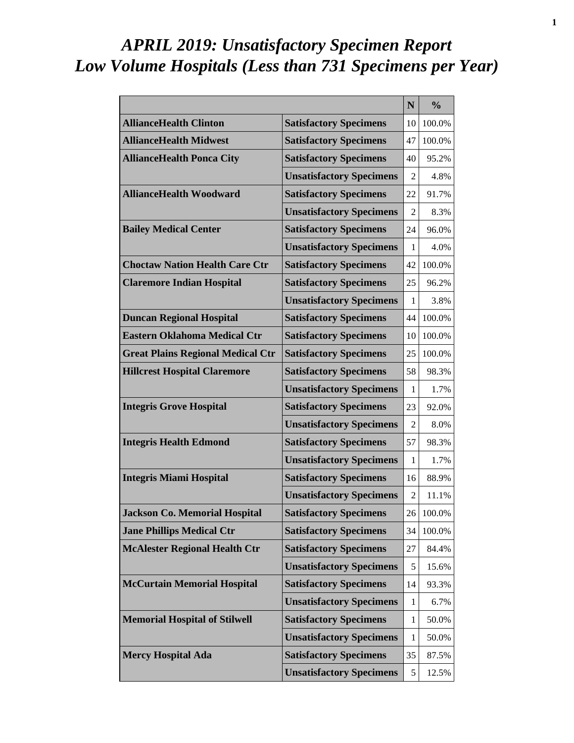# *APRIL 2019: Unsatisfactory Specimen Report*
# *Low Volume Hospitals (Less than 731 Specimens per Year)*

| | | N | % |
|---|---|---|---|
| **AllianceHealth Clinton** | **Satisfactory Specimens** | 10 | 100.0% |
| **AllianceHealth Midwest** | **Satisfactory Specimens** | 47 | 100.0% |
| **AllianceHealth Ponca City** | **Satisfactory Specimens** | 40 | 95.2% |
| | **Unsatisfactory Specimens** | 2 | 4.8% |
| **AllianceHealth Woodward** | **Satisfactory Specimens** | 22 | 91.7% |
| | **Unsatisfactory Specimens** | 2 | 8.3% |
| **Bailey Medical Center** | **Satisfactory Specimens** | 24 | 96.0% |
| | **Unsatisfactory Specimens** | 1 | 4.0% |
| **Choctaw Nation Health Care Ctr** | **Satisfactory Specimens** | 42 | 100.0% |
| **Claremore Indian Hospital** | **Satisfactory Specimens** | 25 | 96.2% |
| | **Unsatisfactory Specimens** | 1 | 3.8% |
| **Duncan Regional Hospital** | **Satisfactory Specimens** | 44 | 100.0% |
| **Eastern Oklahoma Medical Ctr** | **Satisfactory Specimens** | 10 | 100.0% |
| **Great Plains Regional Medical Ctr** | **Satisfactory Specimens** | 25 | 100.0% |
| **Hillcrest Hospital Claremore** | **Satisfactory Specimens** | 58 | 98.3% |
| | **Unsatisfactory Specimens** | 1 | 1.7% |
| **Integris Grove Hospital** | **Satisfactory Specimens** | 23 | 92.0% |
| | **Unsatisfactory Specimens** | 2 | 8.0% |
| **Integris Health Edmond** | **Satisfactory Specimens** | 57 | 98.3% |
| | **Unsatisfactory Specimens** | 1 | 1.7% |
| **Integris Miami Hospital** | **Satisfactory Specimens** | 16 | 88.9% |
| | **Unsatisfactory Specimens** | 2 | 11.1% |
| **Jackson Co. Memorial Hospital** | **Satisfactory Specimens** | 26 | 100.0% |
| **Jane Phillips Medical Ctr** | **Satisfactory Specimens** | 34 | 100.0% |
| **McAlester Regional Health Ctr** | **Satisfactory Specimens** | 27 | 84.4% |
| | **Unsatisfactory Specimens** | 5 | 15.6% |
| **McCurtain Memorial Hospital** | **Satisfactory Specimens** | 14 | 93.3% |
| | **Unsatisfactory Specimens** | 1 | 6.7% |
| **Memorial Hospital of Stilwell** | **Satisfactory Specimens** | 1 | 50.0% |
| | **Unsatisfactory Specimens** | 1 | 50.0% |
| **Mercy Hospital Ada** | **Satisfactory Specimens** | 35 | 87.5% |
| | **Unsatisfactory Specimens** | 5 | 12.5% |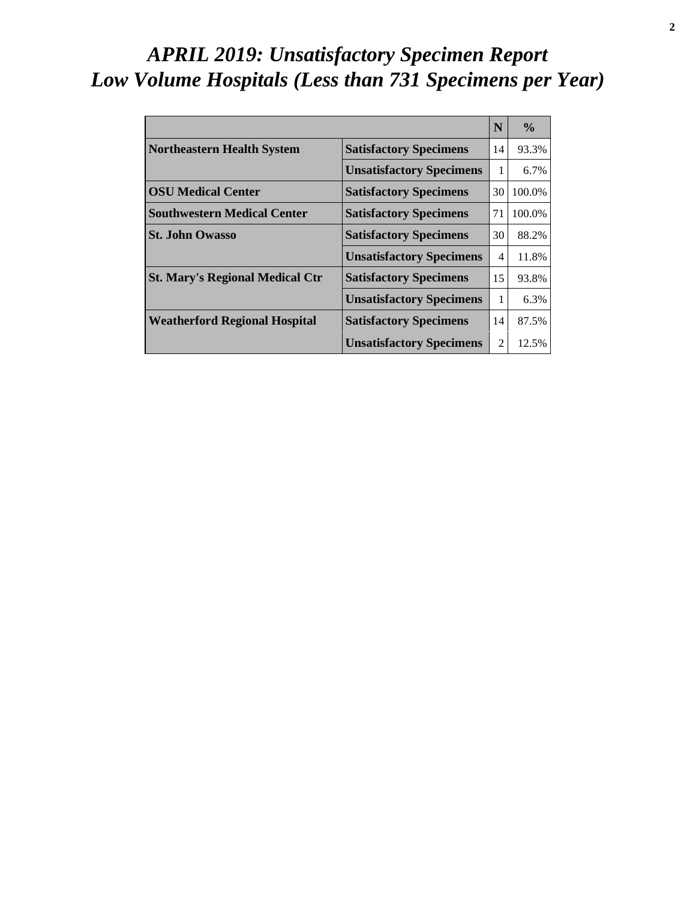# *APRIL 2019: Unsatisfactory Specimen Report*
# *Low Volume Hospitals (Less than 731 Specimens per Year)*

| | | N | % |
|---|---|---|---|
| **Northeastern Health System** | **Satisfactory Specimens** | 14 | 93.3% |
| | **Unsatisfactory Specimens** | 1 | 6.7% |
| **OSU Medical Center** | **Satisfactory Specimens** | 30 | 100.0% |
| **Southwestern Medical Center** | **Satisfactory Specimens** | 71 | 100.0% |
| **St. John Owasso** | **Satisfactory Specimens** | 30 | 88.2% |
| | **Unsatisfactory Specimens** | 4 | 11.8% |
| **St. Mary's Regional Medical Ctr** | **Satisfactory Specimens** | 15 | 93.8% |
| | **Unsatisfactory Specimens** | 1 | 6.3% |
| **Weatherford Regional Hospital** | **Satisfactory Specimens** | 14 | 87.5% |
| | **Unsatisfactory Specimens** | 2 | 12.5% |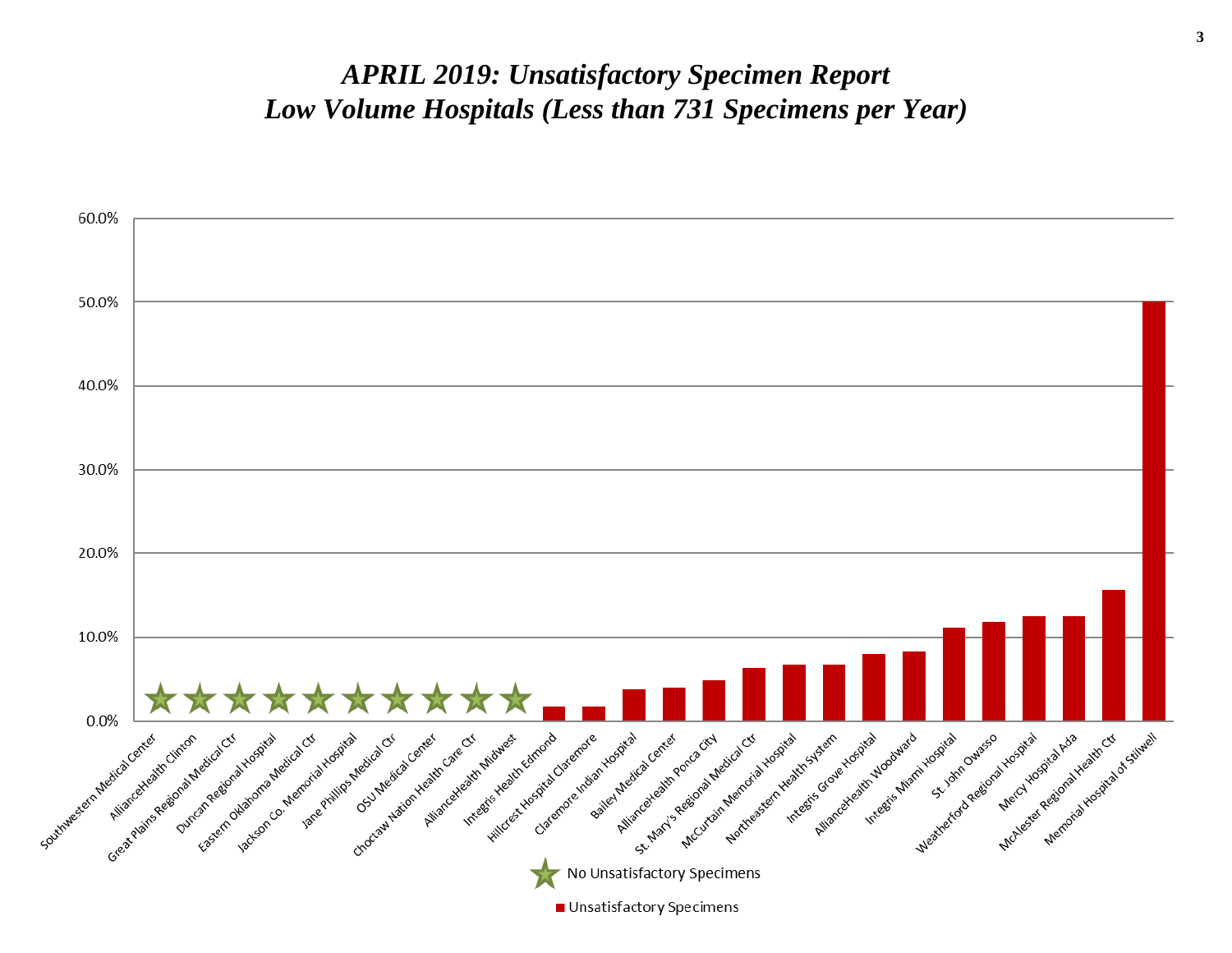# *APRIL 2019: Unsatisfactory Specimen Report*
# *Low Volume Hospitals (Less than 731 Specimens per Year)*

60.0%

50.0%

40.0%

30.0%

20.0%

10.0%

0.0%

Southwestern Medical Center
AllianceHealth Clinton
Great Plains Regional Medical Ctr
Duncan Regional Hospital
Eastern Oklahoma Medical Ctr
Jackson Co. Memorial Hospital
Jane Phillips Medical Ctr
OSU Medical Center
Choctaw Nation Health Care Ctr
AllianceHealth Midwest
Integris Health Edmond
Hillcrest Hospital Claremore
Claremore Indian Hospital
Bailey Medical Center
AllianceHealth Ponca City
St. Mary's Regional Medical Ctr
McCurtain Memorial Hospital
Northeastern Health System
Integris Grove Hospital
AllianceHealth Woodward
Integris Miami Hospital
St. John Owasso
Weatherford Regional Hospital
Mercy Hospital Ada
McAlester Regional Health Ctr
Memorial Hospital of Stilwell

No Unsatisfactory Specimens

Unsatisfactory Specimens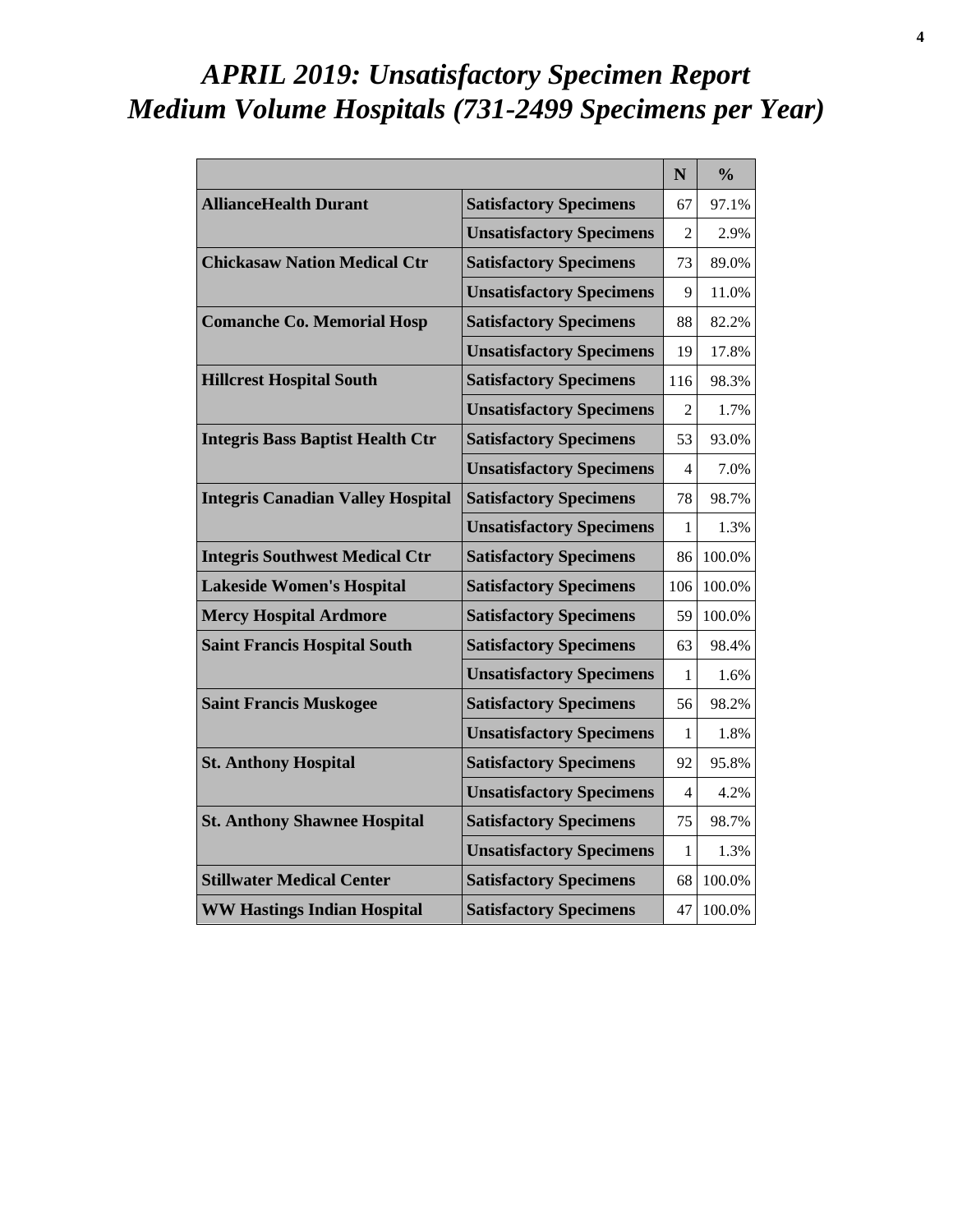# *APRIL 2019: Unsatisfactory Specimen Report*
# *Medium Volume Hospitals (731-2499 Specimens per Year)*

| | | N | % |
|---|---|---|---|
| **AllianceHealth Durant** | **Satisfactory Specimens** | 67 | 97.1% |
| | **Unsatisfactory Specimens** | 2 | 2.9% |
| **Chickasaw Nation Medical Ctr** | **Satisfactory Specimens** | 73 | 89.0% |
| | **Unsatisfactory Specimens** | 9 | 11.0% |
| **Comanche Co. Memorial Hosp** | **Satisfactory Specimens** | 88 | 82.2% |
| | **Unsatisfactory Specimens** | 19 | 17.8% |
| **Hillcrest Hospital South** | **Satisfactory Specimens** | 116 | 98.3% |
| | **Unsatisfactory Specimens** | 2 | 1.7% |
| **Integris Bass Baptist Health Ctr** | **Satisfactory Specimens** | 53 | 93.0% |
| | **Unsatisfactory Specimens** | 4 | 7.0% |
| **Integris Canadian Valley Hospital** | **Satisfactory Specimens** | 78 | 98.7% |
| | **Unsatisfactory Specimens** | 1 | 1.3% |
| **Integris Southwest Medical Ctr** | **Satisfactory Specimens** | 86 | 100.0% |
| **Lakeside Women's Hospital** | **Satisfactory Specimens** | 106 | 100.0% |
| **Mercy Hospital Ardmore** | **Satisfactory Specimens** | 59 | 100.0% |
| **Saint Francis Hospital South** | **Satisfactory Specimens** | 63 | 98.4% |
| | **Unsatisfactory Specimens** | 1 | 1.6% |
| **Saint Francis Muskogee** | **Satisfactory Specimens** | 56 | 98.2% |
| | **Unsatisfactory Specimens** | 1 | 1.8% |
| **St. Anthony Hospital** | **Satisfactory Specimens** | 92 | 95.8% |
| | **Unsatisfactory Specimens** | 4 | 4.2% |
| **St. Anthony Shawnee Hospital** | **Satisfactory Specimens** | 75 | 98.7% |
| | **Unsatisfactory Specimens** | 1 | 1.3% |
| **Stillwater Medical Center** | **Satisfactory Specimens** | 68 | 100.0% |
| **WW Hastings Indian Hospital** | **Satisfactory Specimens** | 47 | 100.0% |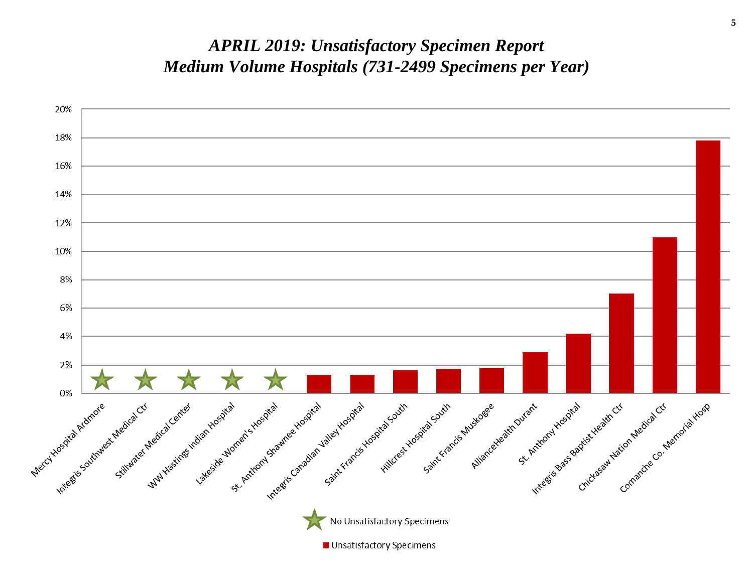# APRIL 2019: Unsatisfactory Specimen Report
# Medium Volume Hospitals (731-2499 Specimens per Year)

| Hospital | Unsatisfactory Specimens |
| --- | --- |
| Mercy Hospital Ardmore | No Unsatisfactory Specimens |
| Integris Southwest Medical Ctr | No Unsatisfactory Specimens |
| Stillwater Medical Center | No Unsatisfactory Specimens |
| WW Hastings Indian Hospital | No Unsatisfactory Specimens |
| Lakeside Women's Hospital | No Unsatisfactory Specimens |
| St. Anthony Shawnee Hospital | ~1.3% |
| Integris Canadian Valley Hospital | ~1.3% |
| Saint Francis Hospital South | ~1.6% |
| Hillcrest Hospital South | ~1.7% |
| Saint Francis Muskogee | ~1.8% |
| AllianceHealth Durant | ~2.9% |
| St. Anthony Hospital | ~4.2% |
| Integris Bass Baptist Health Ctr | ~7.0% |
| Chickasaw Nation Medical Ctr | ~11.0% |
| Comanche Co. Memorial Hosp | ~17.8% |

Legend: ★ No Unsatisfactory Specimens; ■ Unsatisfactory Specimens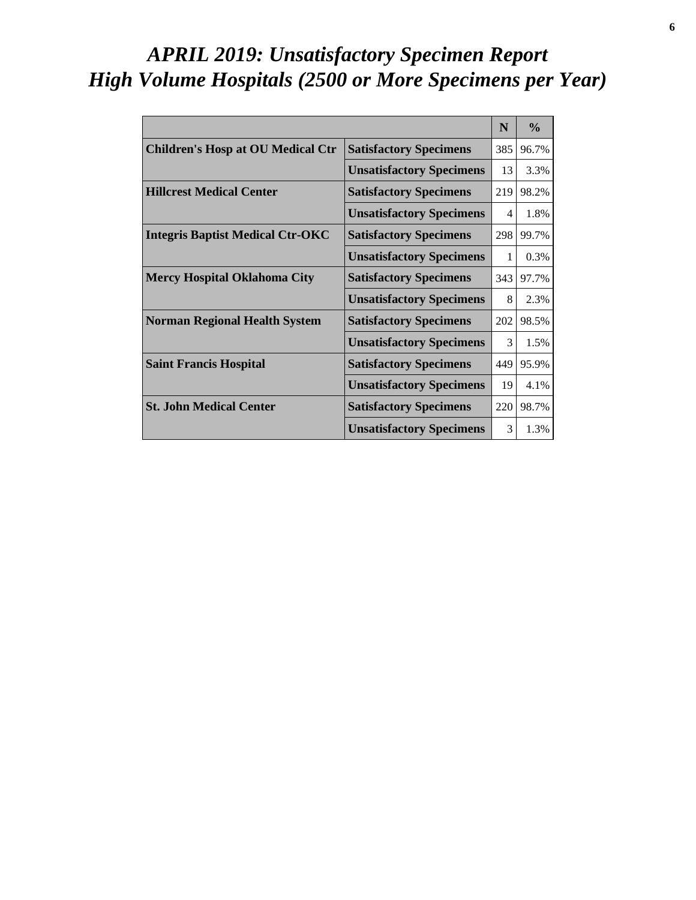# *APRIL 2019: Unsatisfactory Specimen Report*
# *High Volume Hospitals (2500 or More Specimens per Year)*

| | | N | % |
|---|---|---|---|
| **Children's Hosp at OU Medical Ctr** | **Satisfactory Specimens** | 385 | 96.7% |
| | **Unsatisfactory Specimens** | 13 | 3.3% |
| **Hillcrest Medical Center** | **Satisfactory Specimens** | 219 | 98.2% |
| | **Unsatisfactory Specimens** | 4 | 1.8% |
| **Integris Baptist Medical Ctr-OKC** | **Satisfactory Specimens** | 298 | 99.7% |
| | **Unsatisfactory Specimens** | 1 | 0.3% |
| **Mercy Hospital Oklahoma City** | **Satisfactory Specimens** | 343 | 97.7% |
| | **Unsatisfactory Specimens** | 8 | 2.3% |
| **Norman Regional Health System** | **Satisfactory Specimens** | 202 | 98.5% |
| | **Unsatisfactory Specimens** | 3 | 1.5% |
| **Saint Francis Hospital** | **Satisfactory Specimens** | 449 | 95.9% |
| | **Unsatisfactory Specimens** | 19 | 4.1% |
| **St. John Medical Center** | **Satisfactory Specimens** | 220 | 98.7% |
| | **Unsatisfactory Specimens** | 3 | 1.3% |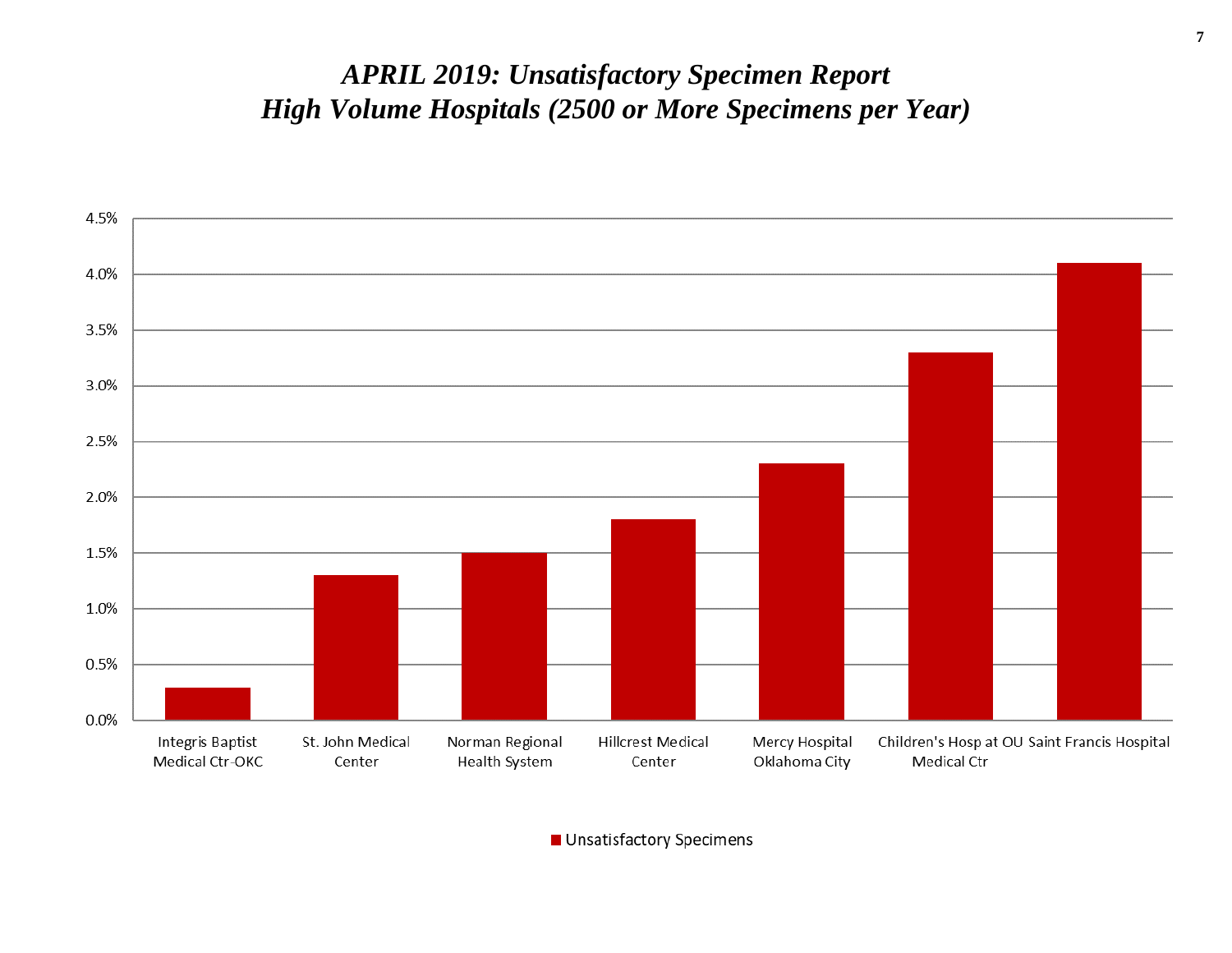# *APRIL 2019: Unsatisfactory Specimen Report*
# *High Volume Hospitals (2500 or More Specimens per Year)*

4.5%
4.0%
3.5%
3.0%
2.5%
2.0%
1.5%
1.0%
0.5%
0.0%

Integris Baptist Medical Ctr-OKC
St. John Medical Center
Norman Regional Health System
Hillcrest Medical Center
Mercy Hospital Oklahoma City
Children's Hosp at OU Medical Ctr
Saint Francis Hospital

Unsatisfactory Specimens